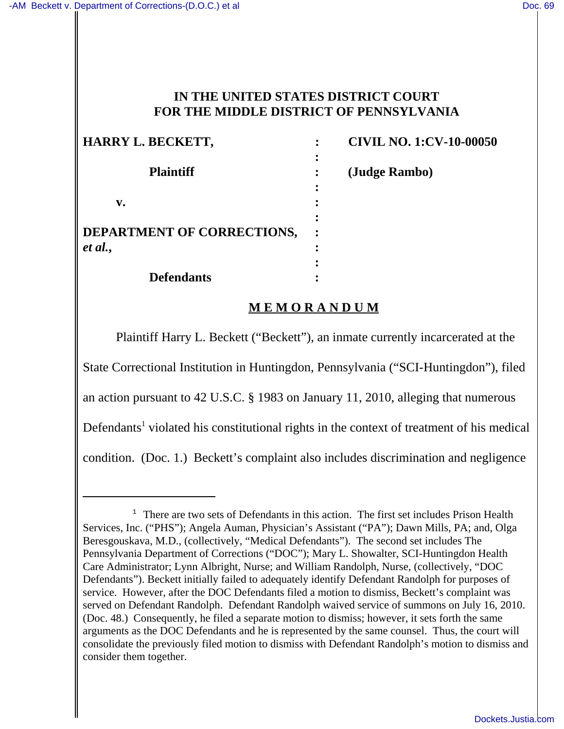**IN THE UNITED STATES DISTRICT COURT**
**FOR THE MIDDLE DISTRICT OF PENNSYLVANIA**

| | | |
|---|---|---|
| **HARRY L. BECKETT,** | : | **CIVIL NO. 1:CV-10-00050** |
| | : | |
| **Plaintiff** | : | **(Judge Rambo)** |
| | : | |
| **v.** | : | |
| | : | |
| **DEPARTMENT OF CORRECTIONS, *et al.*,** | : | |
| | : | |
| **Defendants** | : | |

## M E M O R A N D U M

Plaintiff Harry L. Beckett ("Beckett"), an inmate currently incarcerated at the State Correctional Institution in Huntingdon, Pennsylvania ("SCI-Huntingdon"), filed an action pursuant to 42 U.S.C. § 1983 on January 11, 2010, alleging that numerous Defendants[1] violated his constitutional rights in the context of treatment of his medical condition. (Doc. 1.) Beckett's complaint also includes discrimination and negligence

[1] There are two sets of Defendants in this action. The first set includes Prison Health Services, Inc. ("PHS"); Angela Auman, Physician's Assistant ("PA"); Dawn Mills, PA; and, Olga Beresgouskava, M.D., (collectively, "Medical Defendants"). The second set includes The Pennsylvania Department of Corrections ("DOC"); Mary L. Showalter, SCI-Huntingdon Health Care Administrator; Lynn Albright, Nurse; and William Randolph, Nurse, (collectively, "DOC Defendants"). Beckett initially failed to adequately identify Defendant Randolph for purposes of service. However, after the DOC Defendants filed a motion to dismiss, Beckett's complaint was served on Defendant Randolph. Defendant Randolph waived service of summons on July 16, 2010. (Doc. 48.) Consequently, he filed a separate motion to dismiss; however, it sets forth the same arguments as the DOC Defendants and he is represented by the same counsel. Thus, the court will consolidate the previously filed motion to dismiss with Defendant Randolph's motion to dismiss and consider them together.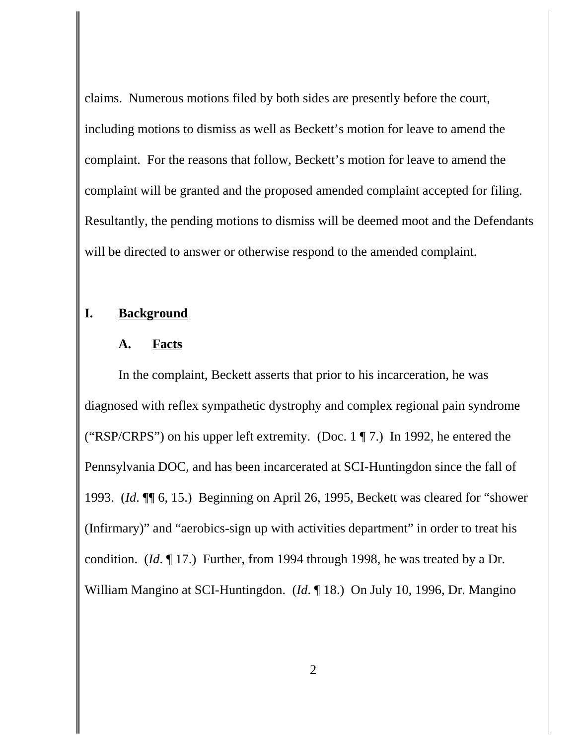claims. Numerous motions filed by both sides are presently before the court, including motions to dismiss as well as Beckett's motion for leave to amend the complaint. For the reasons that follow, Beckett's motion for leave to amend the complaint will be granted and the proposed amended complaint accepted for filing. Resultantly, the pending motions to dismiss will be deemed moot and the Defendants will be directed to answer or otherwise respond to the amended complaint.

## I. Background

### A. Facts

In the complaint, Beckett asserts that prior to his incarceration, he was diagnosed with reflex sympathetic dystrophy and complex regional pain syndrome ("RSP/CRPS") on his upper left extremity. (Doc. 1 ¶ 7.) In 1992, he entered the Pennsylvania DOC, and has been incarcerated at SCI-Huntingdon since the fall of 1993. (*Id*. ¶¶ 6, 15.) Beginning on April 26, 1995, Beckett was cleared for "shower (Infirmary)" and "aerobics-sign up with activities department" in order to treat his condition. (*Id*. ¶ 17.) Further, from 1994 through 1998, he was treated by a Dr. William Mangino at SCI-Huntingdon. (*Id*. ¶ 18.) On July 10, 1996, Dr. Mangino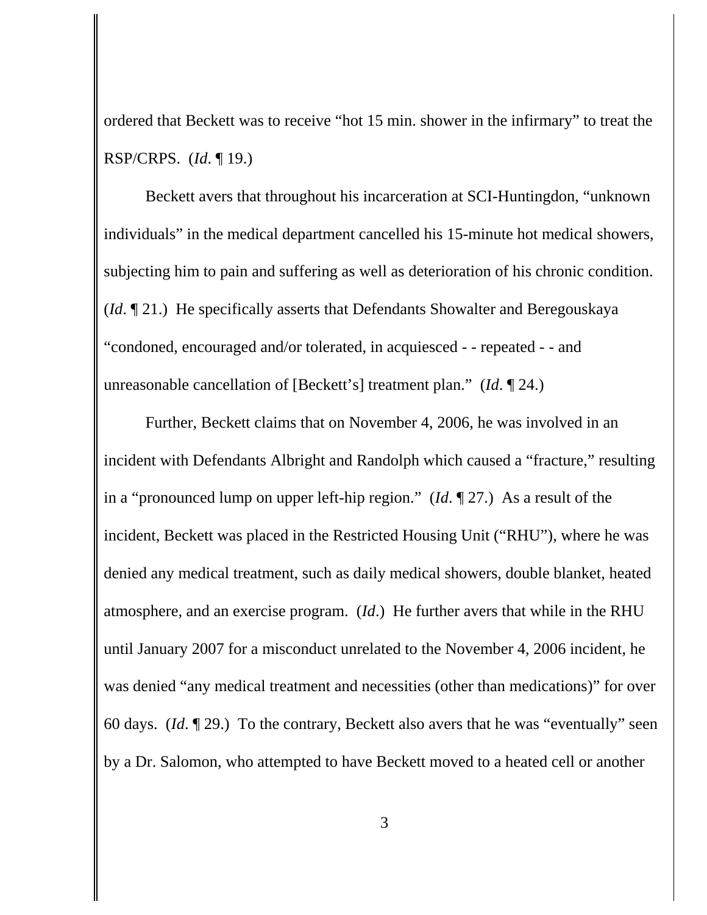ordered that Beckett was to receive "hot 15 min. shower in the infirmary" to treat the RSP/CRPS. (*Id*. ¶ 19.)

Beckett avers that throughout his incarceration at SCI-Huntingdon, "unknown individuals" in the medical department cancelled his 15-minute hot medical showers, subjecting him to pain and suffering as well as deterioration of his chronic condition. (*Id*. ¶ 21.) He specifically asserts that Defendants Showalter and Beregouskaya "condoned, encouraged and/or tolerated, in acquiesced - - repeated - - and unreasonable cancellation of [Beckett's] treatment plan." (*Id*. ¶ 24.)

Further, Beckett claims that on November 4, 2006, he was involved in an incident with Defendants Albright and Randolph which caused a "fracture," resulting in a "pronounced lump on upper left-hip region." (*Id*. ¶ 27.) As a result of the incident, Beckett was placed in the Restricted Housing Unit ("RHU"), where he was denied any medical treatment, such as daily medical showers, double blanket, heated atmosphere, and an exercise program. (*Id*.) He further avers that while in the RHU until January 2007 for a misconduct unrelated to the November 4, 2006 incident, he was denied "any medical treatment and necessities (other than medications)" for over 60 days. (*Id*. ¶ 29.) To the contrary, Beckett also avers that he was "eventually" seen by a Dr. Salomon, who attempted to have Beckett moved to a heated cell or another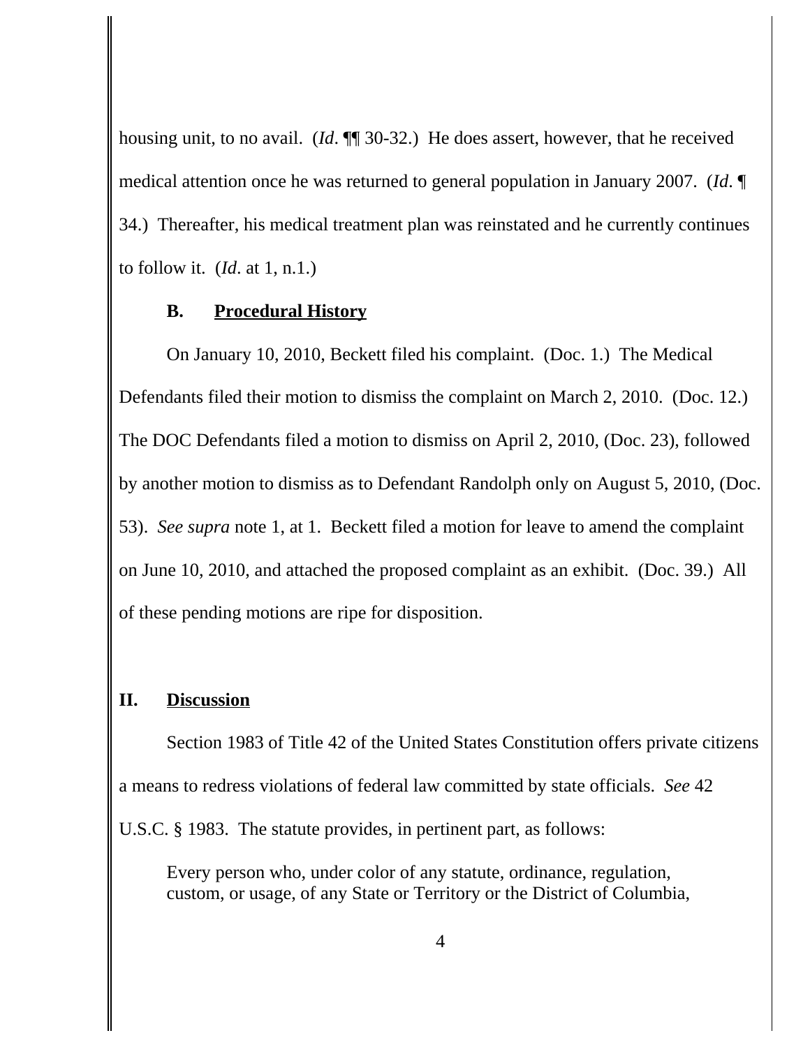housing unit, to no avail. (*Id*. ¶¶ 30-32.) He does assert, however, that he received medical attention once he was returned to general population in January 2007. (*Id*. ¶ 34.) Thereafter, his medical treatment plan was reinstated and he currently continues to follow it. (*Id*. at 1, n.1.)

### B. Procedural History

On January 10, 2010, Beckett filed his complaint. (Doc. 1.) The Medical Defendants filed their motion to dismiss the complaint on March 2, 2010. (Doc. 12.) The DOC Defendants filed a motion to dismiss on April 2, 2010, (Doc. 23), followed by another motion to dismiss as to Defendant Randolph only on August 5, 2010, (Doc. 53). *See supra* note 1, at 1. Beckett filed a motion for leave to amend the complaint on June 10, 2010, and attached the proposed complaint as an exhibit. (Doc. 39.) All of these pending motions are ripe for disposition.

## II. Discussion

Section 1983 of Title 42 of the United States Constitution offers private citizens a means to redress violations of federal law committed by state officials. *See* 42 U.S.C. § 1983. The statute provides, in pertinent part, as follows:

> Every person who, under color of any statute, ordinance, regulation, custom, or usage, of any State or Territory or the District of Columbia,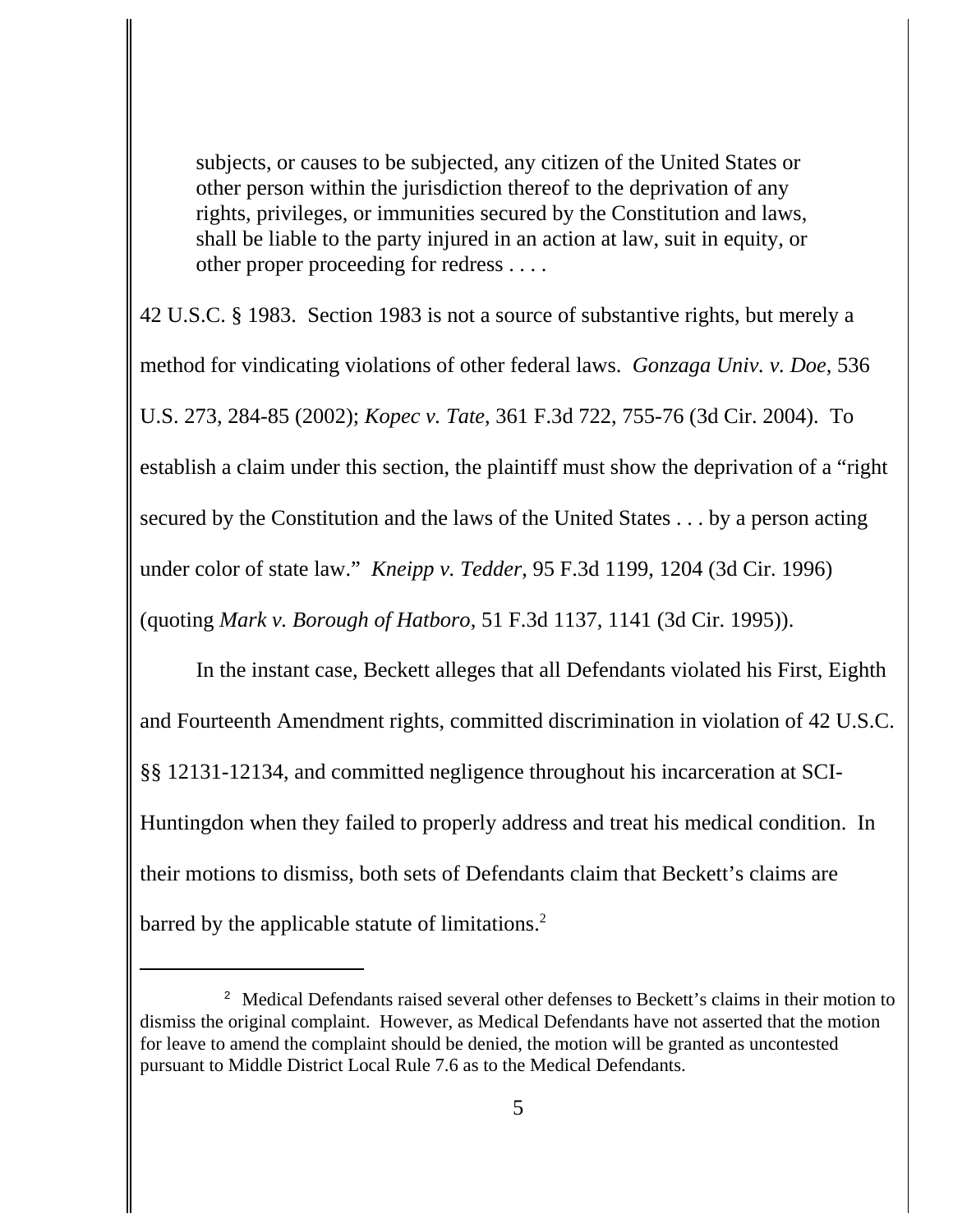> subjects, or causes to be subjected, any citizen of the United States or other person within the jurisdiction thereof to the deprivation of any rights, privileges, or immunities secured by the Constitution and laws, shall be liable to the party injured in an action at law, suit in equity, or other proper proceeding for redress . . . .

42 U.S.C. § 1983. Section 1983 is not a source of substantive rights, but merely a method for vindicating violations of other federal laws. *Gonzaga Univ. v. Doe*, 536 U.S. 273, 284-85 (2002); *Kopec v. Tate*, 361 F.3d 722, 755-76 (3d Cir. 2004). To establish a claim under this section, the plaintiff must show the deprivation of a "right secured by the Constitution and the laws of the United States . . . by a person acting under color of state law." *Kneipp v. Tedder*, 95 F.3d 1199, 1204 (3d Cir. 1996) (quoting *Mark v. Borough of Hatboro*, 51 F.3d 1137, 1141 (3d Cir. 1995)).

In the instant case, Beckett alleges that all Defendants violated his First, Eighth and Fourteenth Amendment rights, committed discrimination in violation of 42 U.S.C. §§ 12131-12134, and committed negligence throughout his incarceration at SCI-Huntingdon when they failed to properly address and treat his medical condition. In their motions to dismiss, both sets of Defendants claim that Beckett's claims are barred by the applicable statute of limitations.[2]

---

[2] Medical Defendants raised several other defenses to Beckett's claims in their motion to dismiss the original complaint. However, as Medical Defendants have not asserted that the motion for leave to amend the complaint should be denied, the motion will be granted as uncontested pursuant to Middle District Local Rule 7.6 as to the Medical Defendants.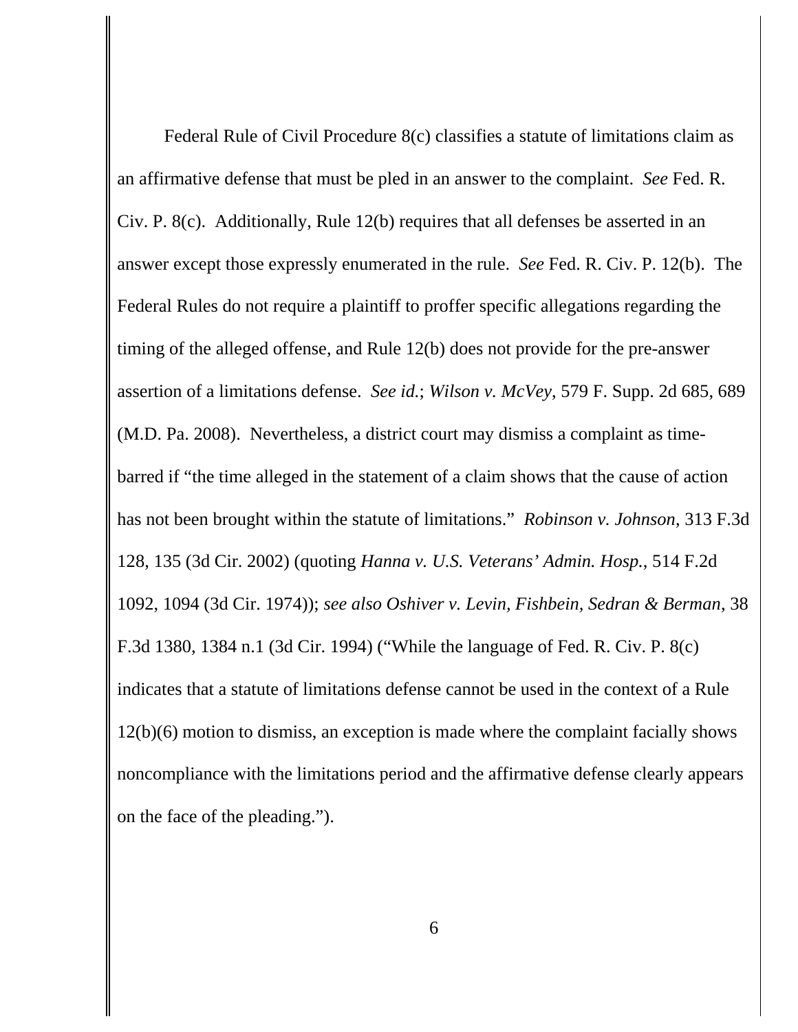Federal Rule of Civil Procedure 8(c) classifies a statute of limitations claim as an affirmative defense that must be pled in an answer to the complaint. *See* Fed. R. Civ. P. 8(c). Additionally, Rule 12(b) requires that all defenses be asserted in an answer except those expressly enumerated in the rule. *See* Fed. R. Civ. P. 12(b). The Federal Rules do not require a plaintiff to proffer specific allegations regarding the timing of the alleged offense, and Rule 12(b) does not provide for the pre-answer assertion of a limitations defense. *See id.*; *Wilson v. McVey*, 579 F. Supp. 2d 685, 689 (M.D. Pa. 2008). Nevertheless, a district court may dismiss a complaint as time-barred if "the time alleged in the statement of a claim shows that the cause of action has not been brought within the statute of limitations." *Robinson v. Johnson*, 313 F.3d 128, 135 (3d Cir. 2002) (quoting *Hanna v. U.S. Veterans' Admin. Hosp.*, 514 F.2d 1092, 1094 (3d Cir. 1974)); *see also Oshiver v. Levin, Fishbein, Sedran & Berman*, 38 F.3d 1380, 1384 n.1 (3d Cir. 1994) ("While the language of Fed. R. Civ. P. 8(c) indicates that a statute of limitations defense cannot be used in the context of a Rule 12(b)(6) motion to dismiss, an exception is made where the complaint facially shows noncompliance with the limitations period and the affirmative defense clearly appears on the face of the pleading.").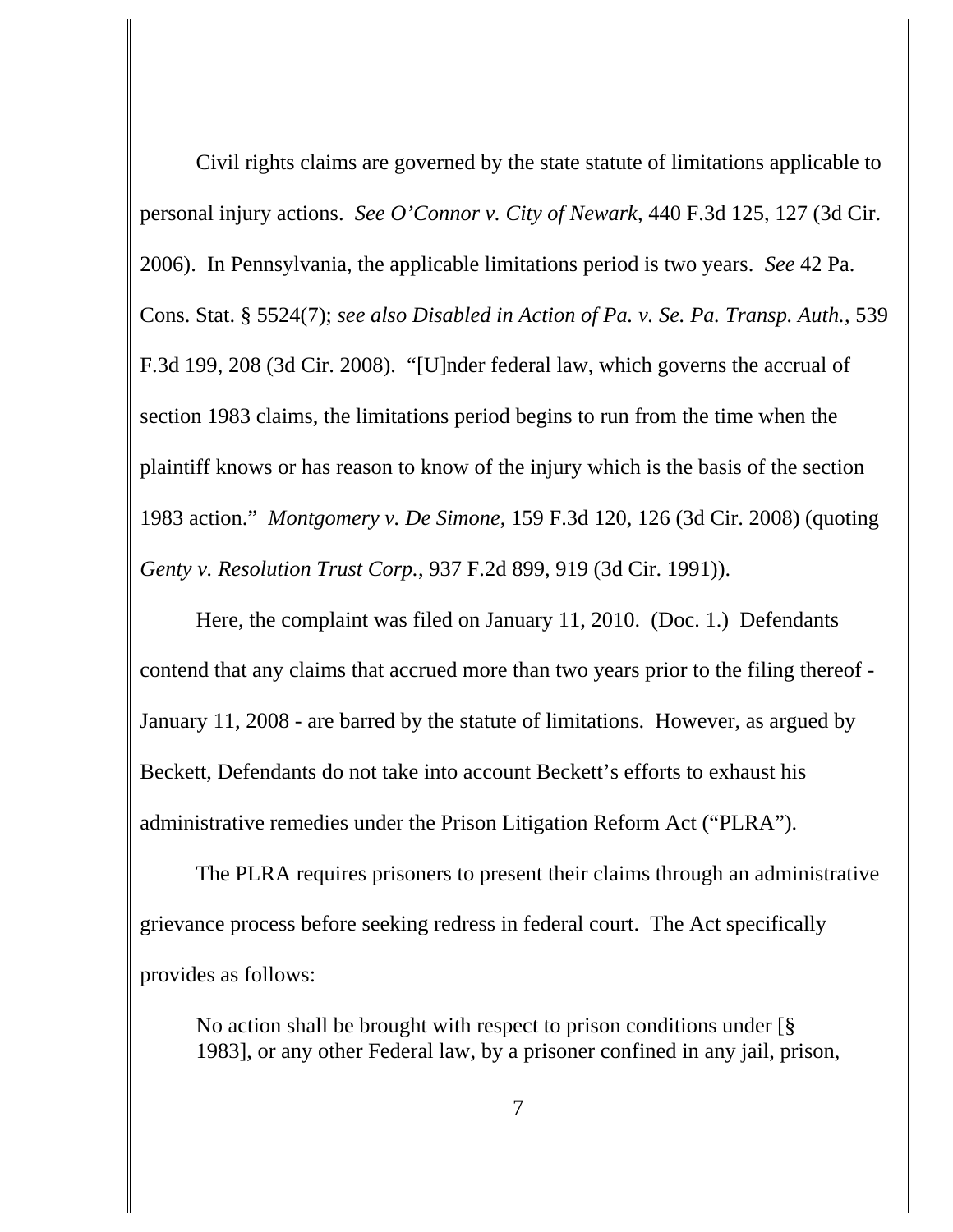Civil rights claims are governed by the state statute of limitations applicable to personal injury actions. *See O'Connor v. City of Newark*, 440 F.3d 125, 127 (3d Cir. 2006). In Pennsylvania, the applicable limitations period is two years. *See* 42 Pa. Cons. Stat. § 5524(7); *see also Disabled in Action of Pa. v. Se. Pa. Transp. Auth.*, 539 F.3d 199, 208 (3d Cir. 2008). "[U]nder federal law, which governs the accrual of section 1983 claims, the limitations period begins to run from the time when the plaintiff knows or has reason to know of the injury which is the basis of the section 1983 action." *Montgomery v. De Simone*, 159 F.3d 120, 126 (3d Cir. 2008) (quoting *Genty v. Resolution Trust Corp.*, 937 F.2d 899, 919 (3d Cir. 1991)).

Here, the complaint was filed on January 11, 2010. (Doc. 1.) Defendants contend that any claims that accrued more than two years prior to the filing thereof - January 11, 2008 - are barred by the statute of limitations. However, as argued by Beckett, Defendants do not take into account Beckett's efforts to exhaust his administrative remedies under the Prison Litigation Reform Act ("PLRA").

The PLRA requires prisoners to present their claims through an administrative grievance process before seeking redress in federal court. The Act specifically provides as follows:

> No action shall be brought with respect to prison conditions under [§ 1983], or any other Federal law, by a prisoner confined in any jail, prison,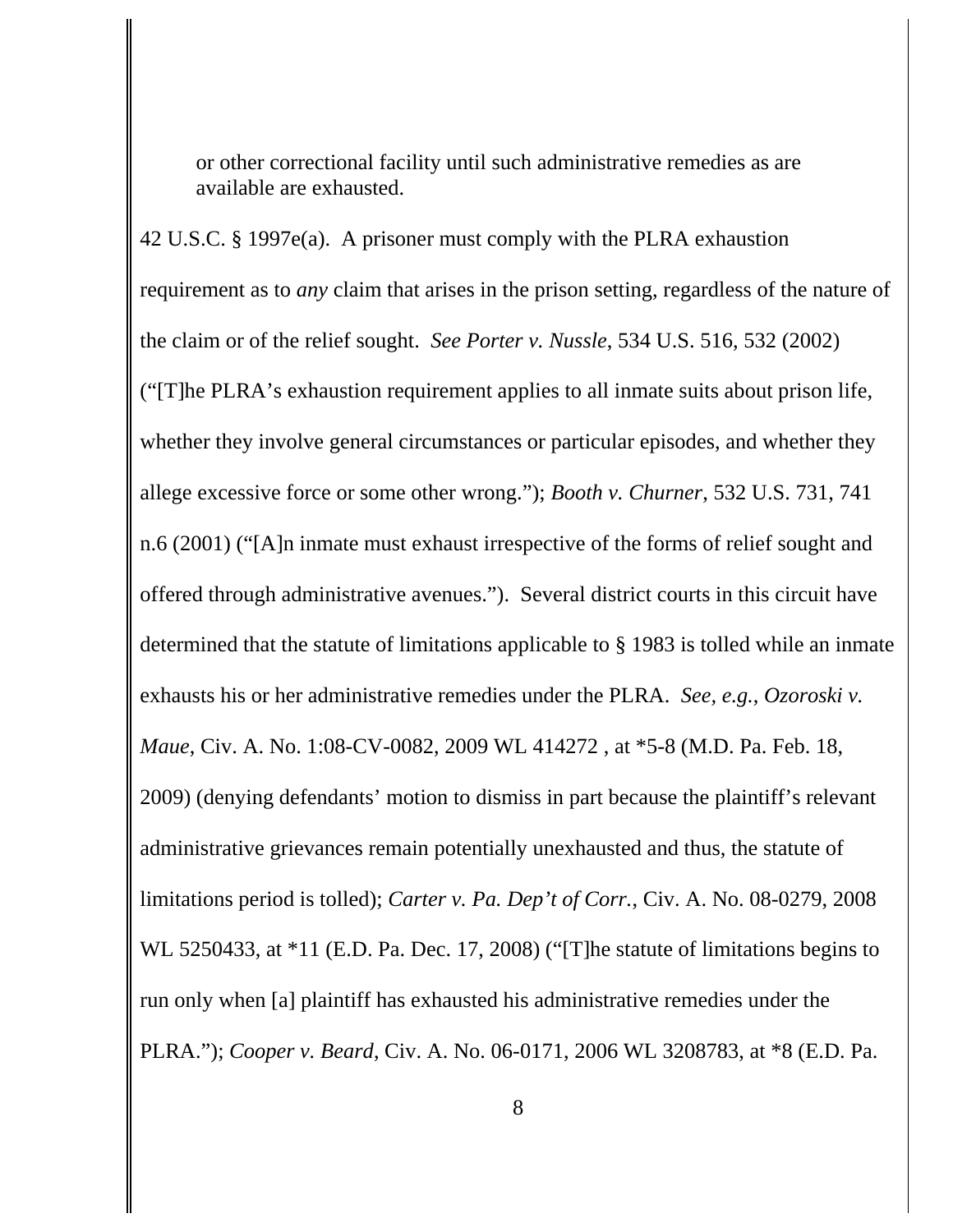> or other correctional facility until such administrative remedies as are available are exhausted.

42 U.S.C. § 1997e(a). A prisoner must comply with the PLRA exhaustion requirement as to *any* claim that arises in the prison setting, regardless of the nature of the claim or of the relief sought. *See Porter v. Nussle*, 534 U.S. 516, 532 (2002) ("[T]he PLRA's exhaustion requirement applies to all inmate suits about prison life, whether they involve general circumstances or particular episodes, and whether they allege excessive force or some other wrong."); *Booth v. Churner*, 532 U.S. 731, 741 n.6 (2001) ("[A]n inmate must exhaust irrespective of the forms of relief sought and offered through administrative avenues."). Several district courts in this circuit have determined that the statute of limitations applicable to § 1983 is tolled while an inmate exhausts his or her administrative remedies under the PLRA. *See, e.g.*, *Ozoroski v. Maue*, Civ. A. No. 1:08-CV-0082, 2009 WL 414272 , at *5-8 (M.D. Pa. Feb. 18, 2009) (denying defendants' motion to dismiss in part because the plaintiff's relevant administrative grievances remain potentially unexhausted and thus, the statute of limitations period is tolled); *Carter v. Pa. Dep't of Corr.*, Civ. A. No. 08-0279, 2008 WL 5250433, at *11 (E.D. Pa. Dec. 17, 2008) ("[T]he statute of limitations begins to run only when [a] plaintiff has exhausted his administrative remedies under the PLRA."); *Cooper v. Beard*, Civ. A. No. 06-0171, 2006 WL 3208783, at *8 (E.D. Pa.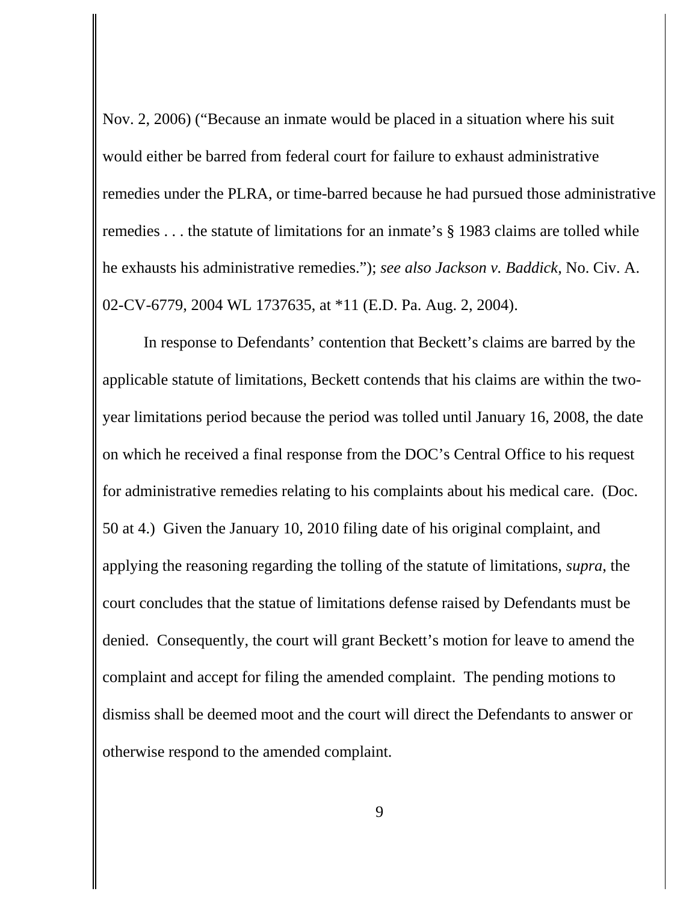Nov. 2, 2006) ("Because an inmate would be placed in a situation where his suit would either be barred from federal court for failure to exhaust administrative remedies under the PLRA, or time-barred because he had pursued those administrative remedies . . . the statute of limitations for an inmate's § 1983 claims are tolled while he exhausts his administrative remedies."); *see also Jackson v. Baddick*, No. Civ. A. 02-CV-6779, 2004 WL 1737635, at *11 (E.D. Pa. Aug. 2, 2004).

In response to Defendants' contention that Beckett's claims are barred by the applicable statute of limitations, Beckett contends that his claims are within the two-year limitations period because the period was tolled until January 16, 2008, the date on which he received a final response from the DOC's Central Office to his request for administrative remedies relating to his complaints about his medical care. (Doc. 50 at 4.) Given the January 10, 2010 filing date of his original complaint, and applying the reasoning regarding the tolling of the statute of limitations, *supra*, the court concludes that the statue of limitations defense raised by Defendants must be denied. Consequently, the court will grant Beckett's motion for leave to amend the complaint and accept for filing the amended complaint. The pending motions to dismiss shall be deemed moot and the court will direct the Defendants to answer or otherwise respond to the amended complaint.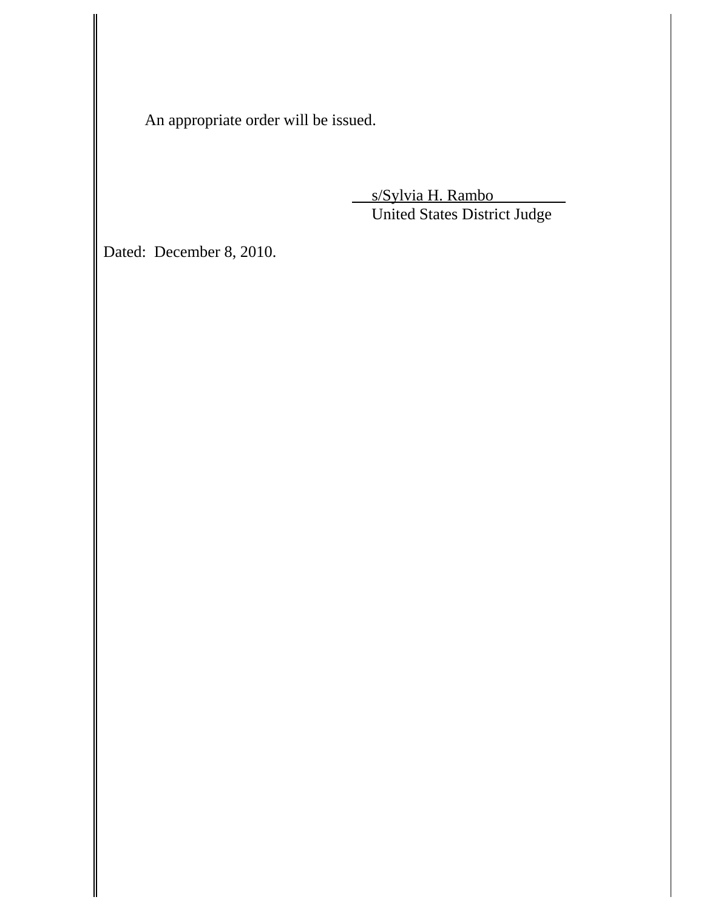An appropriate order will be issued.

s/Sylvia H. Rambo
United States District Judge

Dated: December 8, 2010.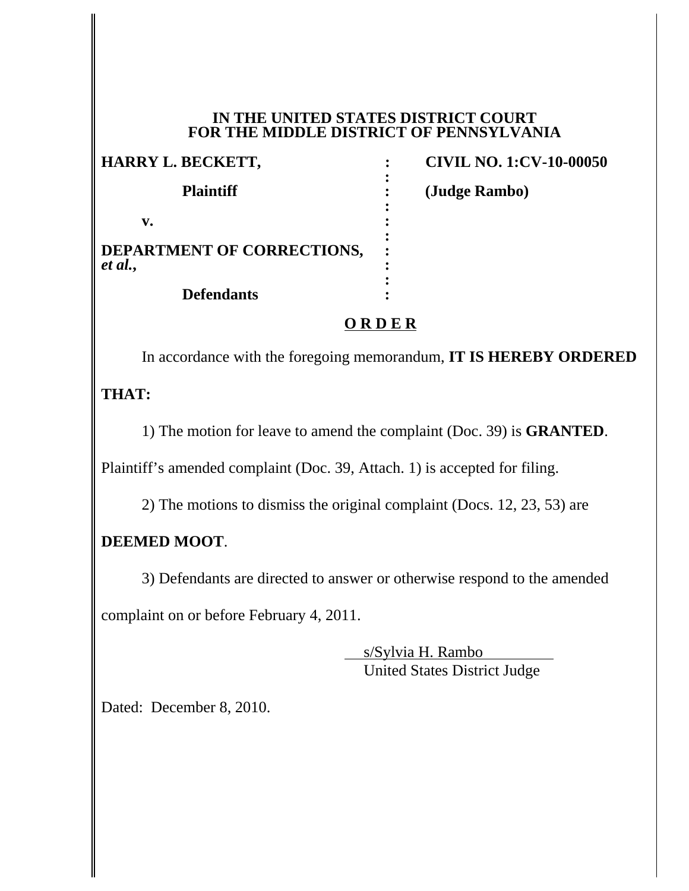**IN THE UNITED STATES DISTRICT COURT**
**FOR THE MIDDLE DISTRICT OF PENNSYLVANIA**

| | | |
|---|---|---|
| **HARRY L. BECKETT,** | : | **CIVIL NO. 1:CV-10-00050** |
| **Plaintiff** | : | **(Judge Rambo)** |
| **v.** | : | |
| **DEPARTMENT OF CORRECTIONS, *et al.*,** | : | |
| **Defendants** | : | |

**O R D E R**

In accordance with the foregoing memorandum, **IT IS HEREBY ORDERED THAT:**

1) The motion for leave to amend the complaint (Doc. 39) is **GRANTED**. Plaintiff's amended complaint (Doc. 39, Attach. 1) is accepted for filing.

2) The motions to dismiss the original complaint (Docs. 12, 23, 53) are **DEEMED MOOT**.

3) Defendants are directed to answer or otherwise respond to the amended complaint on or before February 4, 2011.

s/Sylvia H. Rambo
United States District Judge

Dated: December 8, 2010.